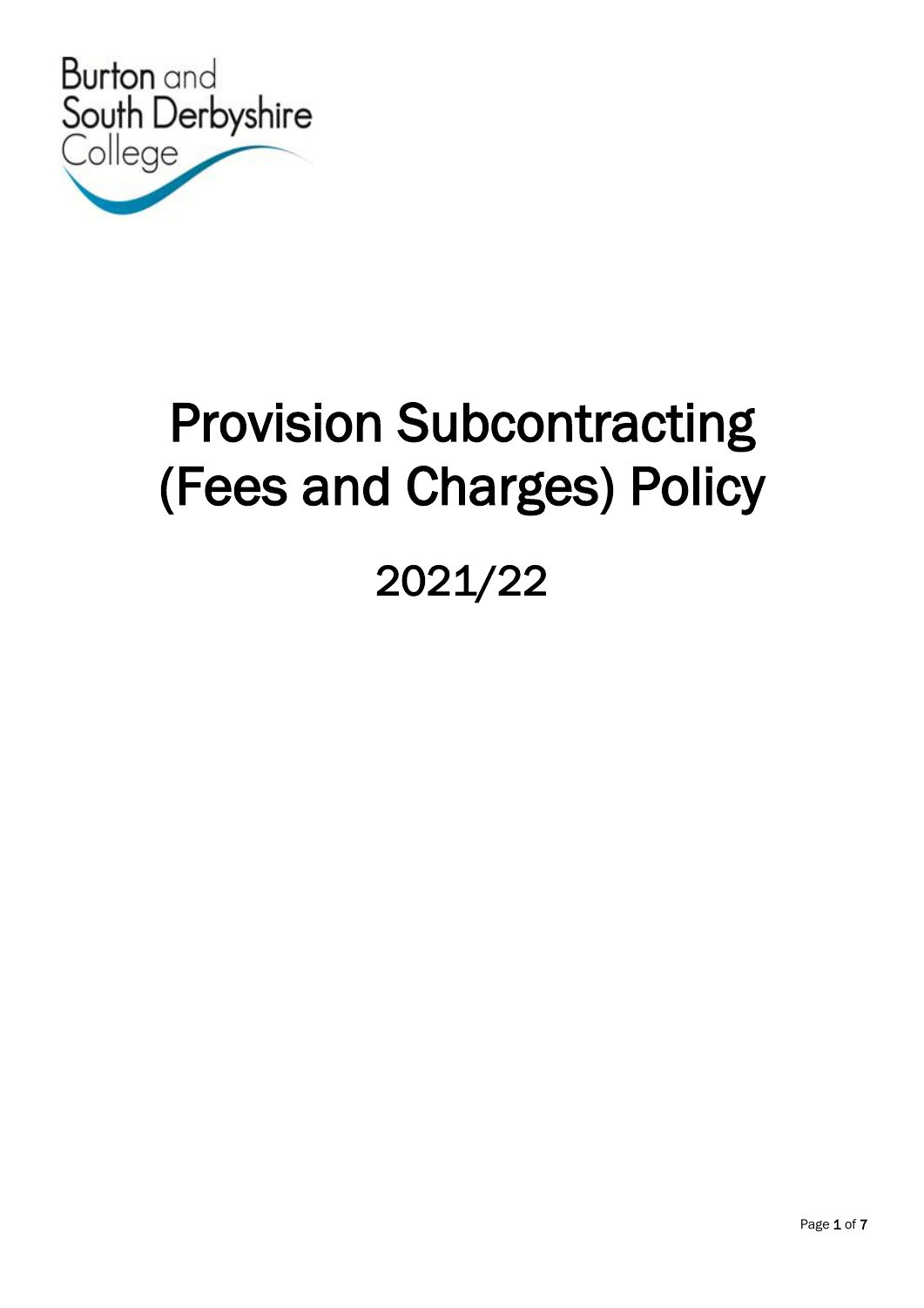Burton and South Derbyshire College

# Provision Subcontracting (Fees and Charges) Policy

2021/22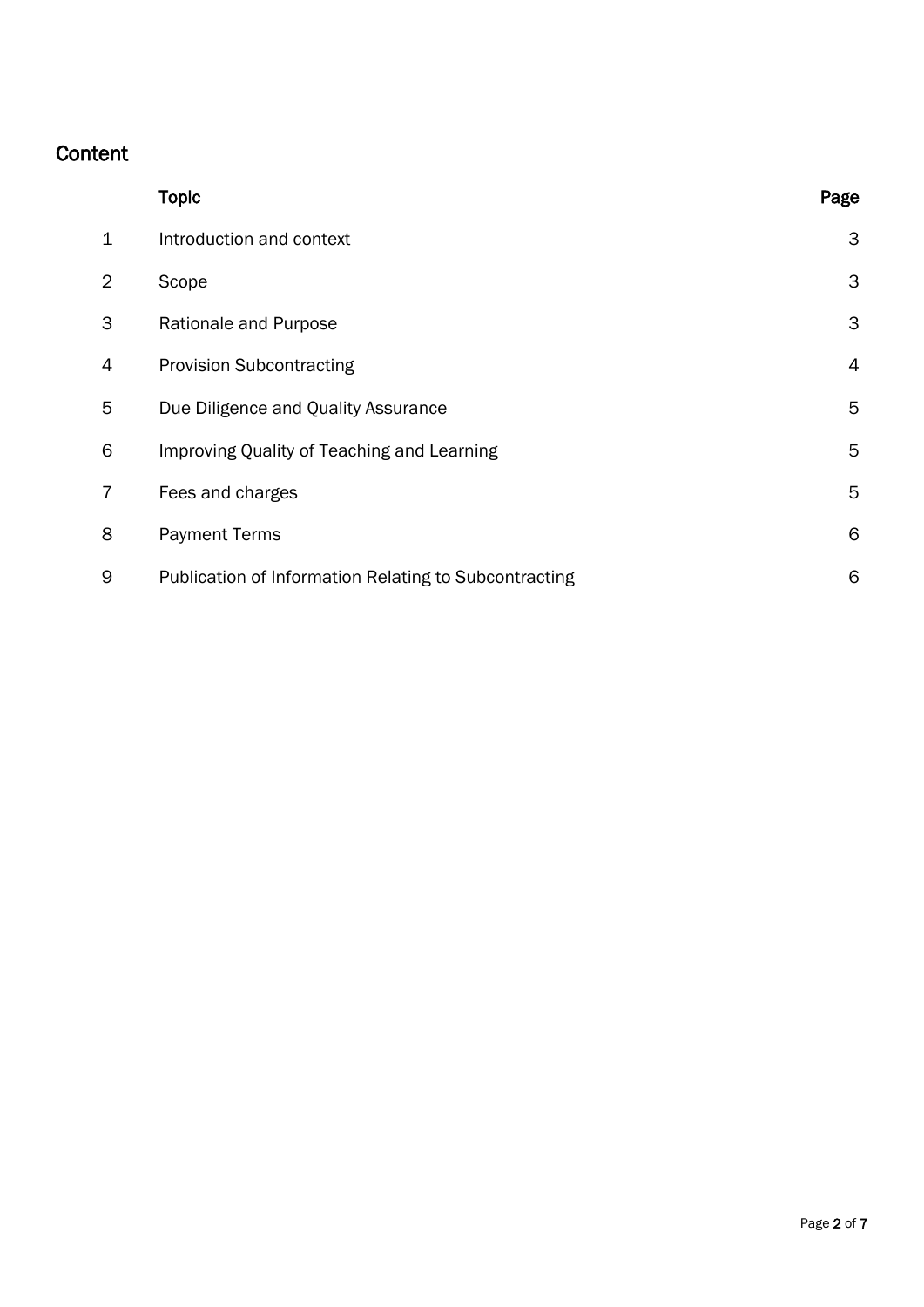## Content

| | Topic | Page |
|---|---|---|
| 1 | Introduction and context | 3 |
| 2 | Scope | 3 |
| 3 | Rationale and Purpose | 3 |
| 4 | Provision Subcontracting | 4 |
| 5 | Due Diligence and Quality Assurance | 5 |
| 6 | Improving Quality of Teaching and Learning | 5 |
| 7 | Fees and charges | 5 |
| 8 | Payment Terms | 6 |
| 9 | Publication of Information Relating to Subcontracting | 6 |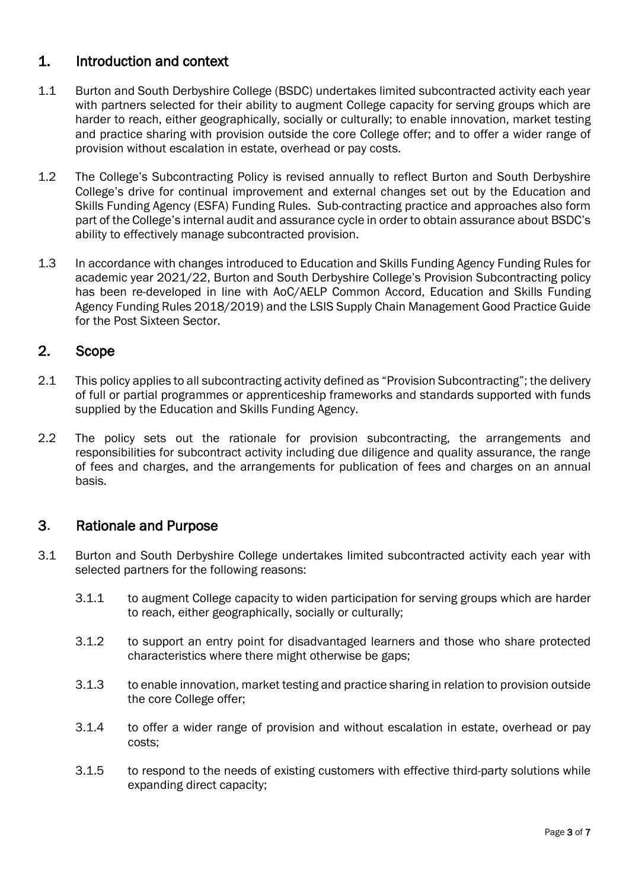## 1. Introduction and context

1.1 Burton and South Derbyshire College (BSDC) undertakes limited subcontracted activity each year with partners selected for their ability to augment College capacity for serving groups which are harder to reach, either geographically, socially or culturally; to enable innovation, market testing and practice sharing with provision outside the core College offer; and to offer a wider range of provision without escalation in estate, overhead or pay costs.

1.2 The College's Subcontracting Policy is revised annually to reflect Burton and South Derbyshire College's drive for continual improvement and external changes set out by the Education and Skills Funding Agency (ESFA) Funding Rules. Sub-contracting practice and approaches also form part of the College's internal audit and assurance cycle in order to obtain assurance about BSDC's ability to effectively manage subcontracted provision.

1.3 In accordance with changes introduced to Education and Skills Funding Agency Funding Rules for academic year 2021/22, Burton and South Derbyshire College's Provision Subcontracting policy has been re-developed in line with AoC/AELP Common Accord, Education and Skills Funding Agency Funding Rules 2018/2019) and the LSIS Supply Chain Management Good Practice Guide for the Post Sixteen Sector.

## 2. Scope

2.1 This policy applies to all subcontracting activity defined as "Provision Subcontracting"; the delivery of full or partial programmes or apprenticeship frameworks and standards supported with funds supplied by the Education and Skills Funding Agency.

2.2 The policy sets out the rationale for provision subcontracting, the arrangements and responsibilities for subcontract activity including due diligence and quality assurance, the range of fees and charges, and the arrangements for publication of fees and charges on an annual basis.

## 3. Rationale and Purpose

3.1 Burton and South Derbyshire College undertakes limited subcontracted activity each year with selected partners for the following reasons:

3.1.1 to augment College capacity to widen participation for serving groups which are harder to reach, either geographically, socially or culturally;

3.1.2 to support an entry point for disadvantaged learners and those who share protected characteristics where there might otherwise be gaps;

3.1.3 to enable innovation, market testing and practice sharing in relation to provision outside the core College offer;

3.1.4 to offer a wider range of provision and without escalation in estate, overhead or pay costs;

3.1.5 to respond to the needs of existing customers with effective third-party solutions while expanding direct capacity;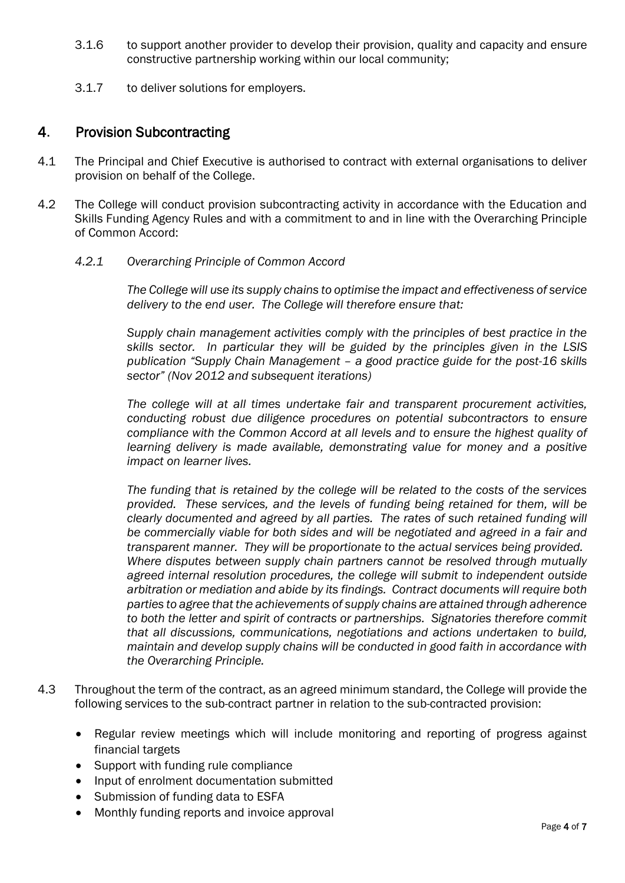3.1.6 to support another provider to develop their provision, quality and capacity and ensure constructive partnership working within our local community;

3.1.7 to deliver solutions for employers.

## 4. Provision Subcontracting

4.1 The Principal and Chief Executive is authorised to contract with external organisations to deliver provision on behalf of the College.

4.2 The College will conduct provision subcontracting activity in accordance with the Education and Skills Funding Agency Rules and with a commitment to and in line with the Overarching Principle of Common Accord:

*4.2.1 Overarching Principle of Common Accord*

*The College will use its supply chains to optimise the impact and effectiveness of service delivery to the end user. The College will therefore ensure that:*

*Supply chain management activities comply with the principles of best practice in the skills sector. In particular they will be guided by the principles given in the LSIS publication "Supply Chain Management – a good practice guide for the post-16 skills sector" (Nov 2012 and subsequent iterations)*

*The college will at all times undertake fair and transparent procurement activities, conducting robust due diligence procedures on potential subcontractors to ensure compliance with the Common Accord at all levels and to ensure the highest quality of learning delivery is made available, demonstrating value for money and a positive impact on learner lives.*

*The funding that is retained by the college will be related to the costs of the services provided. These services, and the levels of funding being retained for them, will be clearly documented and agreed by all parties. The rates of such retained funding will be commercially viable for both sides and will be negotiated and agreed in a fair and transparent manner. They will be proportionate to the actual services being provided. Where disputes between supply chain partners cannot be resolved through mutually agreed internal resolution procedures, the college will submit to independent outside arbitration or mediation and abide by its findings. Contract documents will require both parties to agree that the achievements of supply chains are attained through adherence to both the letter and spirit of contracts or partnerships. Signatories therefore commit that all discussions, communications, negotiations and actions undertaken to build, maintain and develop supply chains will be conducted in good faith in accordance with the Overarching Principle.*

4.3 Throughout the term of the contract, as an agreed minimum standard, the College will provide the following services to the sub-contract partner in relation to the sub-contracted provision:

- Regular review meetings which will include monitoring and reporting of progress against financial targets
- Support with funding rule compliance
- Input of enrolment documentation submitted
- Submission of funding data to ESFA
- Monthly funding reports and invoice approval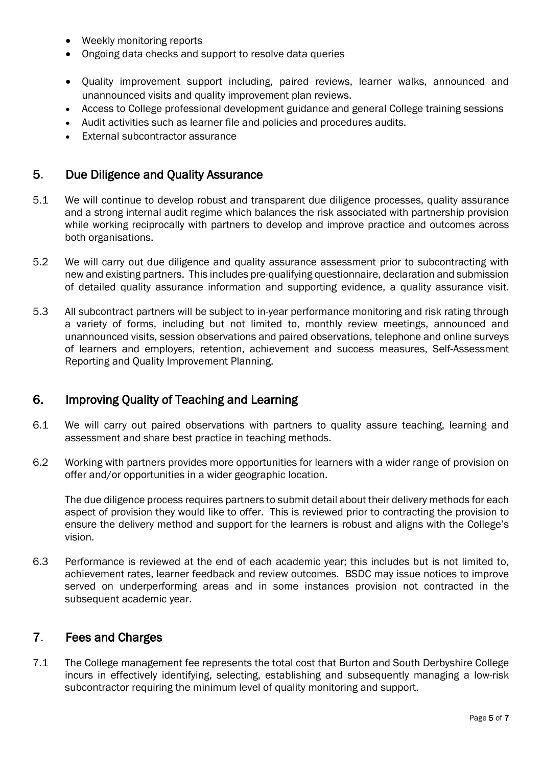- Weekly monitoring reports
- Ongoing data checks and support to resolve data queries

- Quality improvement support including, paired reviews, learner walks, announced and unannounced visits and quality improvement plan reviews.
- Access to College professional development guidance and general College training sessions
- Audit activities such as learner file and policies and procedures audits.
- External subcontractor assurance

## 5. Due Diligence and Quality Assurance

5.1 We will continue to develop robust and transparent due diligence processes, quality assurance and a strong internal audit regime which balances the risk associated with partnership provision while working reciprocally with partners to develop and improve practice and outcomes across both organisations.

5.2 We will carry out due diligence and quality assurance assessment prior to subcontracting with new and existing partners. This includes pre-qualifying questionnaire, declaration and submission of detailed quality assurance information and supporting evidence, a quality assurance visit.

5.3 All subcontract partners will be subject to in-year performance monitoring and risk rating through a variety of forms, including but not limited to, monthly review meetings, announced and unannounced visits, session observations and paired observations, telephone and online surveys of learners and employers, retention, achievement and success measures, Self-Assessment Reporting and Quality Improvement Planning.

## 6. Improving Quality of Teaching and Learning

6.1 We will carry out paired observations with partners to quality assure teaching, learning and assessment and share best practice in teaching methods.

6.2 Working with partners provides more opportunities for learners with a wider range of provision on offer and/or opportunities in a wider geographic location.

The due diligence process requires partners to submit detail about their delivery methods for each aspect of provision they would like to offer. This is reviewed prior to contracting the provision to ensure the delivery method and support for the learners is robust and aligns with the College's vision.

6.3 Performance is reviewed at the end of each academic year; this includes but is not limited to, achievement rates, learner feedback and review outcomes. BSDC may issue notices to improve served on underperforming areas and in some instances provision not contracted in the subsequent academic year.

## 7. Fees and Charges

7.1 The College management fee represents the total cost that Burton and South Derbyshire College incurs in effectively identifying, selecting, establishing and subsequently managing a low-risk subcontractor requiring the minimum level of quality monitoring and support.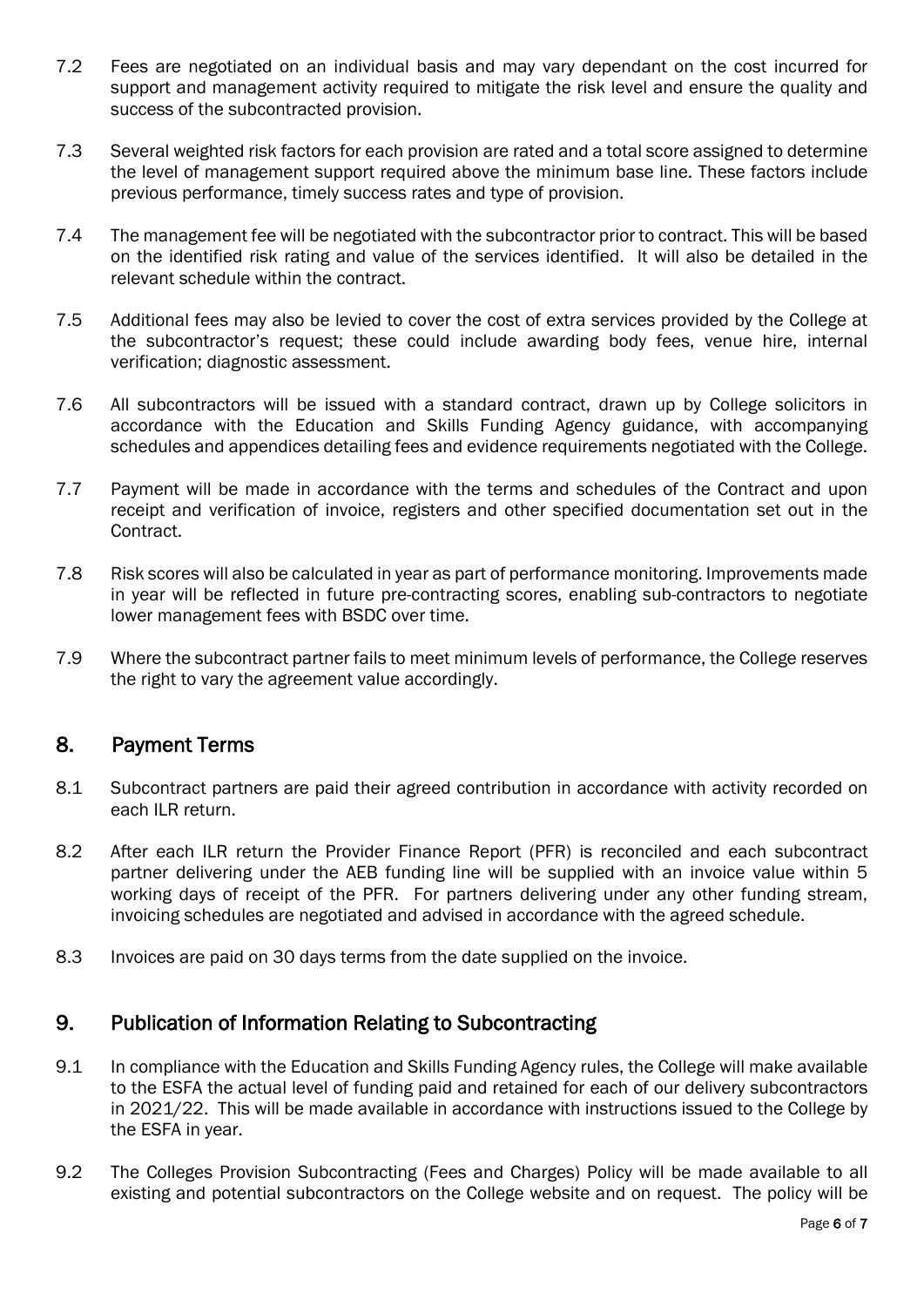7.2 Fees are negotiated on an individual basis and may vary dependant on the cost incurred for support and management activity required to mitigate the risk level and ensure the quality and success of the subcontracted provision.

7.3 Several weighted risk factors for each provision are rated and a total score assigned to determine the level of management support required above the minimum base line. These factors include previous performance, timely success rates and type of provision.

7.4 The management fee will be negotiated with the subcontractor prior to contract. This will be based on the identified risk rating and value of the services identified. It will also be detailed in the relevant schedule within the contract.

7.5 Additional fees may also be levied to cover the cost of extra services provided by the College at the subcontractor's request; these could include awarding body fees, venue hire, internal verification; diagnostic assessment.

7.6 All subcontractors will be issued with a standard contract, drawn up by College solicitors in accordance with the Education and Skills Funding Agency guidance, with accompanying schedules and appendices detailing fees and evidence requirements negotiated with the College.

7.7 Payment will be made in accordance with the terms and schedules of the Contract and upon receipt and verification of invoice, registers and other specified documentation set out in the Contract.

7.8 Risk scores will also be calculated in year as part of performance monitoring. Improvements made in year will be reflected in future pre-contracting scores, enabling sub-contractors to negotiate lower management fees with BSDC over time.

7.9 Where the subcontract partner fails to meet minimum levels of performance, the College reserves the right to vary the agreement value accordingly.

## 8. Payment Terms

8.1 Subcontract partners are paid their agreed contribution in accordance with activity recorded on each ILR return.

8.2 After each ILR return the Provider Finance Report (PFR) is reconciled and each subcontract partner delivering under the AEB funding line will be supplied with an invoice value within 5 working days of receipt of the PFR. For partners delivering under any other funding stream, invoicing schedules are negotiated and advised in accordance with the agreed schedule.

8.3 Invoices are paid on 30 days terms from the date supplied on the invoice.

## 9. Publication of Information Relating to Subcontracting

9.1 In compliance with the Education and Skills Funding Agency rules, the College will make available to the ESFA the actual level of funding paid and retained for each of our delivery subcontractors in 2021/22. This will be made available in accordance with instructions issued to the College by the ESFA in year.

9.2 The Colleges Provision Subcontracting (Fees and Charges) Policy will be made available to all existing and potential subcontractors on the College website and on request. The policy will be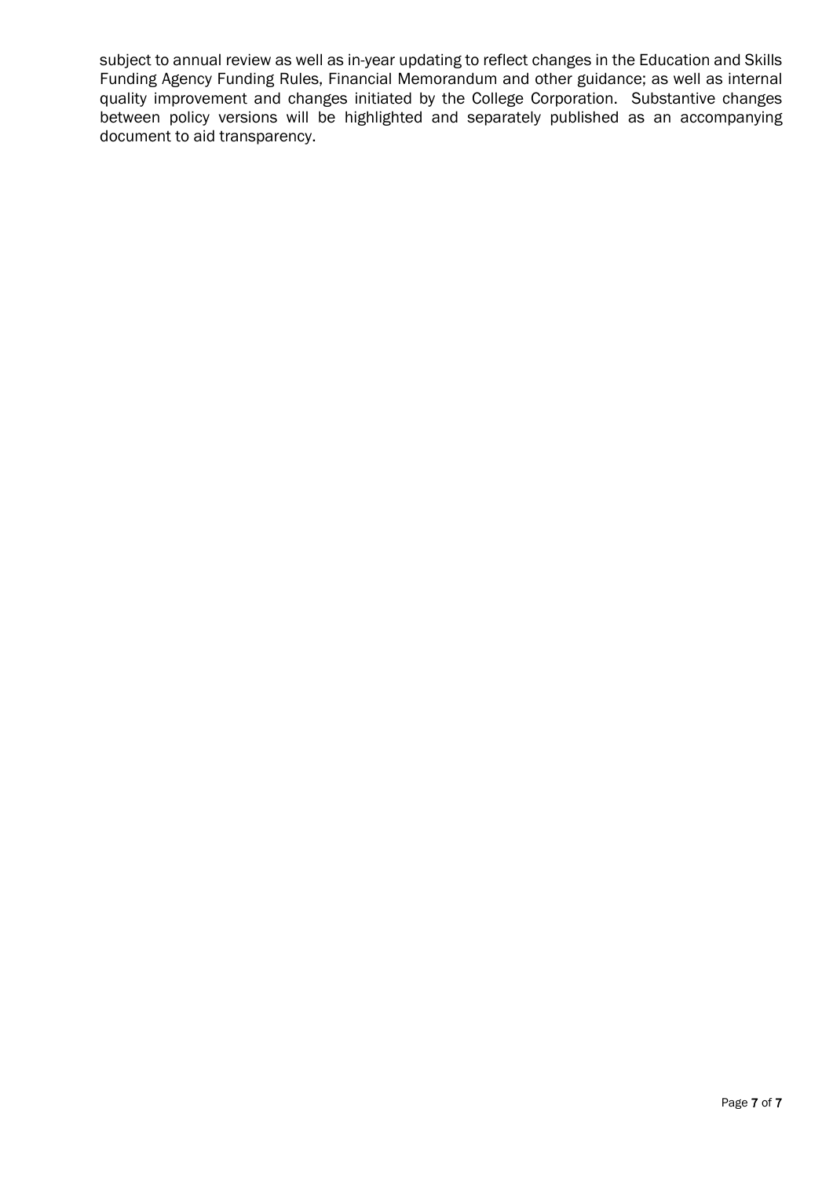subject to annual review as well as in-year updating to reflect changes in the Education and Skills Funding Agency Funding Rules, Financial Memorandum and other guidance; as well as internal quality improvement and changes initiated by the College Corporation. Substantive changes between policy versions will be highlighted and separately published as an accompanying document to aid transparency.